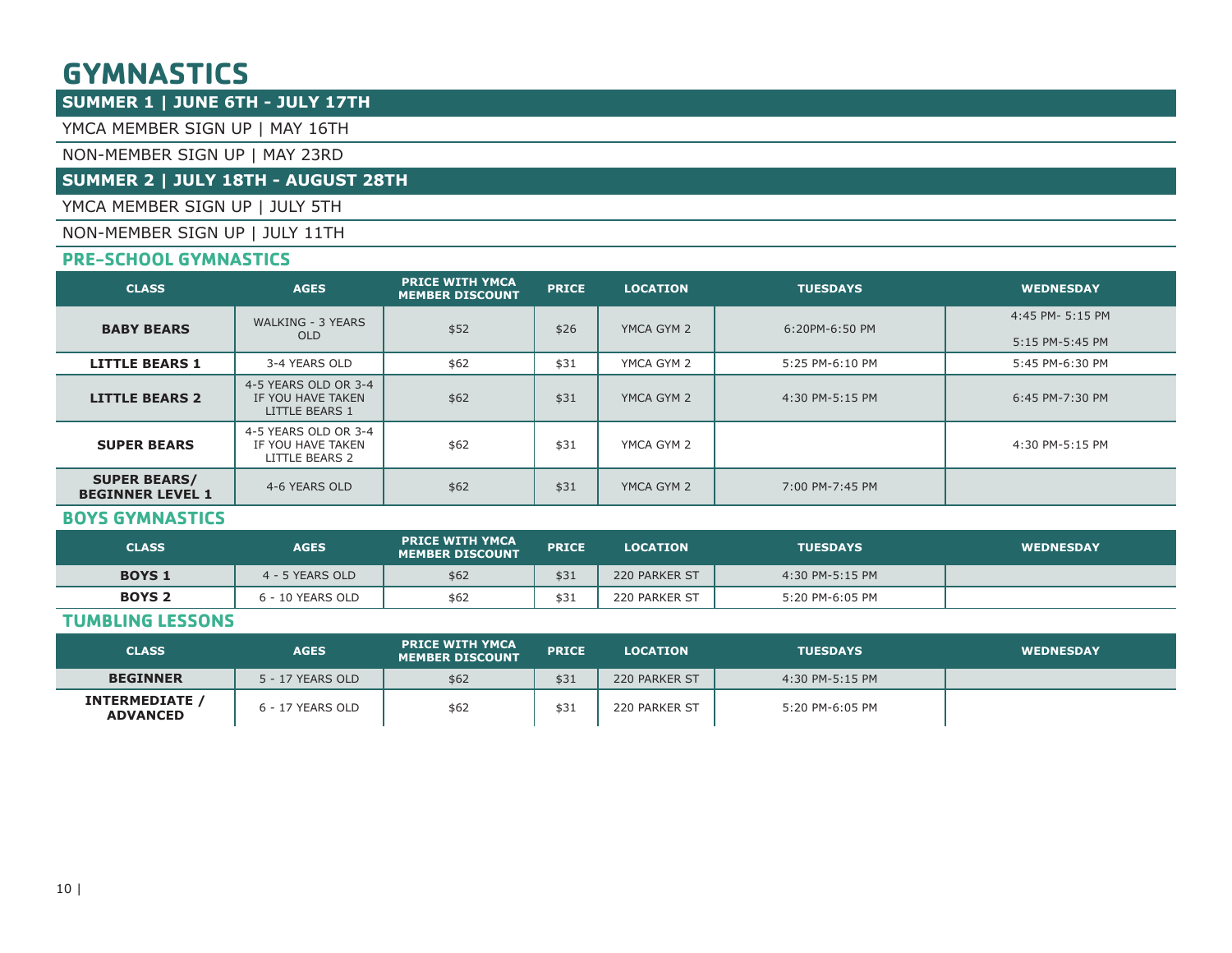# GYMNASTICS

## SUMMER 1 | JUNE 6TH - JULY 17TH

YMCA MEMBER SIGN UP | MAY 16TH

NON-MEMBER SIGN UP | MAY 23RD

## SUMMER 2 | JULY 18TH - AUGUST 28TH

YMCA MEMBER SIGN UP | JULY 5TH

NON-MEMBER SIGN UP | JULY 11TH

### PRE-SCHOOL GYMNASTICS

| CLASS | AGES | PRICE WITH YMCA MEMBER DISCOUNT | PRICE | LOCATION | TUESDAYS | WEDNESDAY |
|---|---|---|---|---|---|---|
| **BABY BEARS** | WALKING - 3 YEARS OLD | $52 | $26 | YMCA GYM 2 | 6:20PM-6:50 PM | 4:45 PM- 5:15 PM<br>5:15 PM-5:45 PM |
| **LITTLE BEARS 1** | 3-4 YEARS OLD | $62 | $31 | YMCA GYM 2 | 5:25 PM-6:10 PM | 5:45 PM-6:30 PM |
| **LITTLE BEARS 2** | 4-5 YEARS OLD OR 3-4 IF YOU HAVE TAKEN LITTLE BEARS 1 | $62 | $31 | YMCA GYM 2 | 4:30 PM-5:15 PM | 6:45 PM-7:30 PM |
| **SUPER BEARS** | 4-5 YEARS OLD OR 3-4 IF YOU HAVE TAKEN LITTLE BEARS 2 | $62 | $31 | YMCA GYM 2 | | 4:30 PM-5:15 PM |
| **SUPER BEARS/ BEGINNER LEVEL 1** | 4-6 YEARS OLD | $62 | $31 | YMCA GYM 2 | 7:00 PM-7:45 PM | |

### BOYS GYMNASTICS

| CLASS | AGES | PRICE WITH YMCA MEMBER DISCOUNT | PRICE | LOCATION | TUESDAYS | WEDNESDAY |
|---|---|---|---|---|---|---|
| **BOYS 1** | 4 - 5 YEARS OLD | $62 | $31 | 220 PARKER ST | 4:30 PM-5:15 PM | |
| **BOYS 2** | 6 - 10 YEARS OLD | $62 | $31 | 220 PARKER ST | 5:20 PM-6:05 PM | |

### TUMBLING LESSONS

| CLASS | AGES | PRICE WITH YMCA MEMBER DISCOUNT | PRICE | LOCATION | TUESDAYS | WEDNESDAY |
|---|---|---|---|---|---|---|
| **BEGINNER** | 5 - 17 YEARS OLD | $62 | $31 | 220 PARKER ST | 4:30 PM-5:15 PM | |
| **INTERMEDIATE / ADVANCED** | 6 - 17 YEARS OLD | $62 | $31 | 220 PARKER ST | 5:20 PM-6:05 PM | |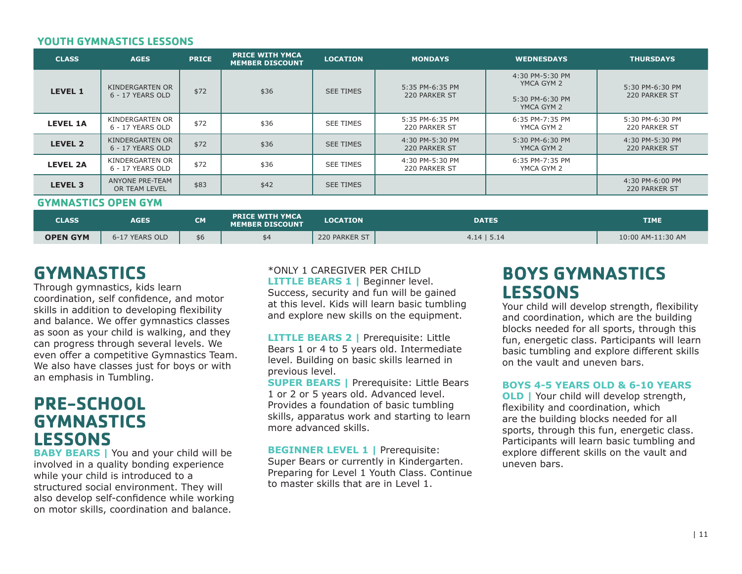## YOUTH GYMNASTICS LESSONS

| CLASS | AGES | PRICE | PRICE WITH YMCA MEMBER DISCOUNT | LOCATION | MONDAYS | WEDNESDAYS | THURSDAYS |
|---|---|---|---|---|---|---|---|
| **LEVEL 1** | KINDERGARTEN OR 6 - 17 YEARS OLD | $72 | $36 | SEE TIMES | 5:35 PM-6:35 PM 220 PARKER ST | 4:30 PM-5:30 PM YMCA GYM 2<br><br>5:30 PM-6:30 PM YMCA GYM 2 | 5:30 PM-6:30 PM 220 PARKER ST |
| **LEVEL 1A** | KINDERGARTEN OR 6 - 17 YEARS OLD | $72 | $36 | SEE TIMES | 5:35 PM-6:35 PM 220 PARKER ST | 6:35 PM-7:35 PM YMCA GYM 2 | 5:30 PM-6:30 PM 220 PARKER ST |
| **LEVEL 2** | KINDERGARTEN OR 6 - 17 YEARS OLD | $72 | $36 | SEE TIMES | 4:30 PM-5:30 PM 220 PARKER ST | 5:30 PM-6:30 PM YMCA GYM 2 | 4:30 PM-5:30 PM 220 PARKER ST |
| **LEVEL 2A** | KINDERGARTEN OR 6 - 17 YEARS OLD | $72 | $36 | SEE TIMES | 4:30 PM-5:30 PM 220 PARKER ST | 6:35 PM-7:35 PM YMCA GYM 2 | |
| **LEVEL 3** | ANYONE PRE-TEAM OR TEAM LEVEL | $83 | $42 | SEE TIMES | | | 4:30 PM-6:00 PM 220 PARKER ST |

## GYMNASTICS OPEN GYM

| CLASS | AGES | CM | PRICE WITH YMCA MEMBER DISCOUNT | LOCATION | DATES | TIME |
|---|---|---|---|---|---|---|
| **OPEN GYM** | 6-17 YEARS OLD | $6 | $4 | 220 PARKER ST | 4.14 \| 5.14 | 10:00 AM-11:30 AM |

# GYMNASTICS

Through gymnastics, kids learn coordination, self confidence, and motor skills in addition to developing flexibility and balance. We offer gymnastics classes as soon as your child is walking, and they can progress through several levels. We even offer a competitive Gymnastics Team. We also have classes just for boys or with an emphasis in Tumbling.

# PRE-SCHOOL GYMNASTICS LESSONS

**BABY BEARS |** You and your child will be involved in a quality bonding experience while your child is introduced to a structured social environment. They will also develop self-confidence while working on motor skills, coordination and balance.

*ONLY 1 CAREGIVER PER CHILD

**LITTLE BEARS 1 |** Beginner level. Success, security and fun will be gained at this level. Kids will learn basic tumbling and explore new skills on the equipment.

**LITTLE BEARS 2 |** Prerequisite: Little Bears 1 or 4 to 5 years old. Intermediate level. Building on basic skills learned in previous level.

**SUPER BEARS |** Prerequisite: Little Bears 1 or 2 or 5 years old. Advanced level. Provides a foundation of basic tumbling skills, apparatus work and starting to learn more advanced skills.

**BEGINNER LEVEL 1 |** Prerequisite: Super Bears or currently in Kindergarten. Preparing for Level 1 Youth Class. Continue to master skills that are in Level 1.

# BOYS GYMNASTICS LESSONS

Your child will develop strength, flexibility and coordination, which are the building blocks needed for all sports, through this fun, energetic class. Participants will learn basic tumbling and explore different skills on the vault and uneven bars.

**BOYS 4-5 YEARS OLD & 6-10 YEARS OLD |** Your child will develop strength, flexibility and coordination, which are the building blocks needed for all sports, through this fun, energetic class. Participants will learn basic tumbling and explore different skills on the vault and uneven bars.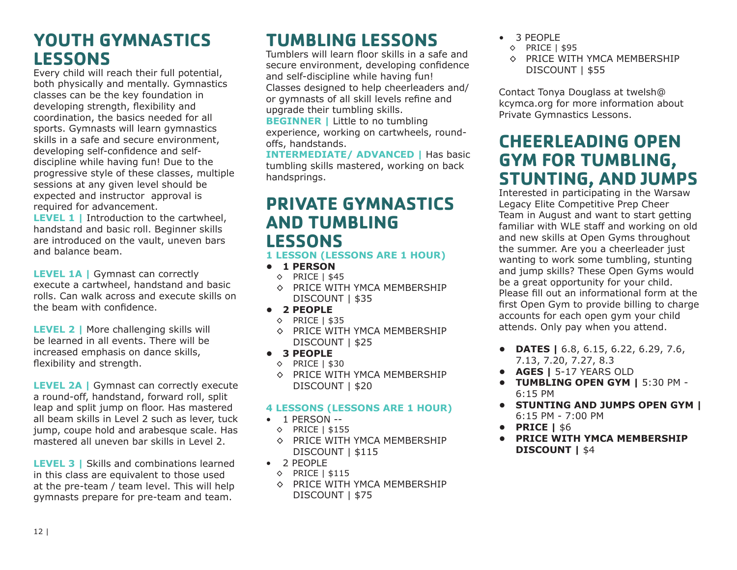# YOUTH GYMNASTICS LESSONS

Every child will reach their full potential, both physically and mentally. Gymnastics classes can be the key foundation in developing strength, flexibility and coordination, the basics needed for all sports. Gymnasts will learn gymnastics skills in a safe and secure environment, developing self-confidence and self-discipline while having fun! Due to the progressive style of these classes, multiple sessions at any given level should be expected and instructor approval is required for advancement.

**LEVEL 1 |** Introduction to the cartwheel, handstand and basic roll. Beginner skills are introduced on the vault, uneven bars and balance beam.

**LEVEL 1A |** Gymnast can correctly execute a cartwheel, handstand and basic rolls. Can walk across and execute skills on the beam with confidence.

**LEVEL 2 |** More challenging skills will be learned in all events. There will be increased emphasis on dance skills, flexibility and strength.

**LEVEL 2A |** Gymnast can correctly execute a round-off, handstand, forward roll, split leap and split jump on floor. Has mastered all beam skills in Level 2 such as lever, tuck jump, coupe hold and arabesque scale. Has mastered all uneven bar skills in Level 2.

**LEVEL 3 |** Skills and combinations learned in this class are equivalent to those used at the pre-team / team level. This will help gymnasts prepare for pre-team and team.

# TUMBLING LESSONS

Tumblers will learn floor skills in a safe and secure environment, developing confidence and self-discipline while having fun! Classes designed to help cheerleaders and/ or gymnasts of all skill levels refine and upgrade their tumbling skills.

**BEGINNER |** Little to no tumbling experience, working on cartwheels, round-offs, handstands.

**INTERMEDIATE/ ADVANCED |** Has basic tumbling skills mastered, working on back handsprings.

# PRIVATE GYMNASTICS AND TUMBLING LESSONS

**1 LESSON (LESSONS ARE 1 HOUR)**

- **1 PERSON**
  - PRICE | $45
  - PRICE WITH YMCA MEMBERSHIP DISCOUNT | $35
- **2 PEOPLE**
  - PRICE | $35
  - PRICE WITH YMCA MEMBERSHIP DISCOUNT | $25
- **3 PEOPLE**
  - PRICE | $30
  - PRICE WITH YMCA MEMBERSHIP DISCOUNT | $20

**4 LESSONS (LESSONS ARE 1 HOUR)**

- 1 PERSON --
  - PRICE | $155
  - PRICE WITH YMCA MEMBERSHIP DISCOUNT | $115
- 2 PEOPLE
  - PRICE | $115
  - PRICE WITH YMCA MEMBERSHIP DISCOUNT | $75
- 3 PEOPLE
  - PRICE | $95
  - PRICE WITH YMCA MEMBERSHIP DISCOUNT | $55

Contact Tonya Douglass at twelsh@kcymca.org for more information about Private Gymnastics Lessons.

# CHEERLEADING OPEN GYM FOR TUMBLING, STUNTING, AND JUMPS

Interested in participating in the Warsaw Legacy Elite Competitive Prep Cheer Team in August and want to start getting familiar with WLE staff and working on old and new skills at Open Gyms throughout the summer. Are you a cheerleader just wanting to work some tumbling, stunting and jump skills? These Open Gyms would be a great opportunity for your child. Please fill out an informational form at the first Open Gym to provide billing to charge accounts for each open gym your child attends. Only pay when you attend.

- **DATES |** 6.8, 6.15, 6.22, 6.29, 7.6, 7.13, 7.20, 7.27, 8.3
- **AGES |** 5-17 YEARS OLD
- **TUMBLING OPEN GYM |** 5:30 PM - 6:15 PM
- **STUNTING AND JUMPS OPEN GYM |** 6:15 PM - 7:00 PM
- **PRICE |** $6
- **PRICE WITH YMCA MEMBERSHIP DISCOUNT |** $4